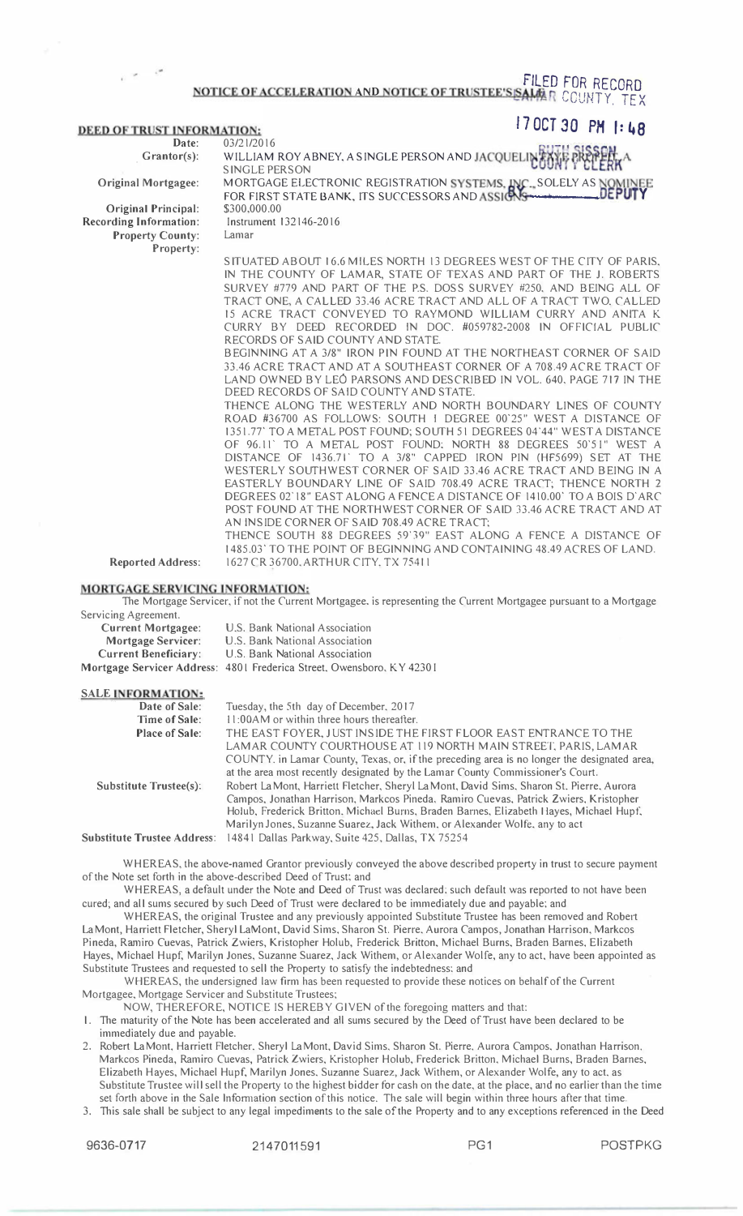FILED FOR RECORD
LAMAR COUNTY, TEX

17 OCT 30 PM 1:48

RUTH SISSON
COUNTY CLERK
BY ______ DEPUTY

# NOTICE OF ACCELERATION AND NOTICE OF TRUSTEE'S SALE

**DEED OF TRUST INFORMATION:**

| | |
|---|---|
| **Date:** | 03/21/2016 |
| **Grantor(s):** | WILLIAM ROY ABNEY, A SINGLE PERSON AND JACQUELINE K PROPER, A SINGLE PERSON |
| **Original Mortgagee:** | MORTGAGE ELECTRONIC REGISTRATION SYSTEMS, INC., SOLELY AS NOMINEE FOR FIRST STATE BANK, ITS SUCCESSORS AND ASSIGNS |
| **Original Principal:** | $300,000.00 |
| **Recording Information:** | Instrument 132146-2016 |
| **Property County:** | Lamar |
| **Property:** | SITUATED ABOUT 16.6 MILES NORTH 13 DEGREES WEST OF THE CITY OF PARIS, IN THE COUNTY OF LAMAR, STATE OF TEXAS AND PART OF THE J. ROBERTS SURVEY #779 AND PART OF THE P.S. DOSS SURVEY #250, AND BEING ALL OF TRACT ONE, A CALLED 33.46 ACRE TRACT AND ALL OF A TRACT TWO, CALLED 15 ACRE TRACT CONVEYED TO RAYMOND WILLIAM CURRY AND ANITA K CURRY BY DEED RECORDED IN DOC. #059782-2008 IN OFFICIAL PUBLIC RECORDS OF SAID COUNTY AND STATE. BEGINNING AT A 3/8" IRON PIN FOUND AT THE NORTHEAST CORNER OF SAID 33.46 ACRE TRACT AND AT A SOUTHEAST CORNER OF A 708.49 ACRE TRACT OF LAND OWNED BY LEO PARSONS AND DESCRIBED IN VOL. 640, PAGE 717 IN THE DEED RECORDS OF SAID COUNTY AND STATE. THENCE ALONG THE WESTERLY AND NORTH BOUNDARY LINES OF COUNTY ROAD #36700 AS FOLLOWS: SOUTH 1 DEGREE 00'25" WEST A DISTANCE OF 1351.77' TO A METAL POST FOUND; SOUTH 51 DEGREES 04'44" WEST A DISTANCE OF 96.11' TO A METAL POST FOUND; NORTH 88 DEGREES 50'51" WEST A DISTANCE OF 1436.71' TO A 3/8" CAPPED IRON PIN (HF5699) SET AT THE WESTERLY SOUTHWEST CORNER OF SAID 33.46 ACRE TRACT AND BEING IN A EASTERLY BOUNDARY LINE OF SAID 708.49 ACRE TRACT; THENCE NORTH 2 DEGREES 02'18" EAST ALONG A FENCE A DISTANCE OF 1410.00' TO A BOIS D'ARC POST FOUND AT THE NORTHWEST CORNER OF SAID 33.46 ACRE TRACT AND AT AN INSIDE CORNER OF SAID 708.49 ACRE TRACT; THENCE SOUTH 88 DEGREES 59'39" EAST ALONG A FENCE A DISTANCE OF 1485.03' TO THE POINT OF BEGINNING AND CONTAINING 48.49 ACRES OF LAND. |
| **Reported Address:** | 1627 CR 36700, ARTHUR CITY, TX 75411 |

**MORTGAGE SERVICING INFORMATION:**

The Mortgage Servicer, if not the Current Mortgagee, is representing the Current Mortgagee pursuant to a Mortgage Servicing Agreement.

| | |
|---|---|
| **Current Mortgagee:** | U.S. Bank National Association |
| **Mortgage Servicer:** | U.S. Bank National Association |
| **Current Beneficiary:** | U.S. Bank National Association |
| **Mortgage Servicer Address:** | 4801 Frederica Street, Owensboro, KY 42301 |

**SALE INFORMATION:**

| | |
|---|---|
| **Date of Sale:** | Tuesday, the 5th day of December, 2017 |
| **Time of Sale:** | 11:00AM or within three hours thereafter. |
| **Place of Sale:** | THE EAST FOYER, JUST INSIDE THE FIRST FLOOR EAST ENTRANCE TO THE LAMAR COUNTY COURTHOUSE AT 119 NORTH MAIN STREET, PARIS, LAMAR COUNTY. in Lamar County, Texas, or, if the preceding area is no longer the designated area, at the area most recently designated by the Lamar County Commissioner's Court. |
| **Substitute Trustee(s):** | Robert LaMont, Harriett Fletcher, Sheryl LaMont, David Sims, Sharon St. Pierre, Aurora Campos, Jonathan Harrison, Markcos Pineda, Ramiro Cuevas, Patrick Zwiers, Kristopher Holub, Frederick Britton, Michael Burns, Braden Barnes, Elizabeth Hayes, Michael Hupf, Marilyn Jones, Suzanne Suarez, Jack Withem, or Alexander Wolfe, any to act |
| **Substitute Trustee Address:** | 14841 Dallas Parkway, Suite 425, Dallas, TX 75254 |

WHEREAS, the above-named Grantor previously conveyed the above described property in trust to secure payment of the Note set forth in the above-described Deed of Trust; and

WHEREAS, a default under the Note and Deed of Trust was declared; such default was reported to not have been cured; and all sums secured by such Deed of Trust were declared to be immediately due and payable; and

WHEREAS, the original Trustee and any previously appointed Substitute Trustee has been removed and Robert LaMont, Harriett Fletcher, Sheryl LaMont, David Sims, Sharon St. Pierre, Aurora Campos, Jonathan Harrison, Markcos Pineda, Ramiro Cuevas, Patrick Zwiers, Kristopher Holub, Frederick Britton, Michael Burns, Braden Barnes, Elizabeth Hayes, Michael Hupf, Marilyn Jones, Suzanne Suarez, Jack Withem, or Alexander Wolfe, any to act, have been appointed as Substitute Trustees and requested to sell the Property to satisfy the indebtedness; and

WHEREAS, the undersigned law firm has been requested to provide these notices on behalf of the Current Mortgagee, Mortgage Servicer and Substitute Trustees;

NOW, THEREFORE, NOTICE IS HEREBY GIVEN of the foregoing matters and that:

1. The maturity of the Note has been accelerated and all sums secured by the Deed of Trust have been declared to be immediately due and payable.
2. Robert LaMont, Harriett Fletcher, Sheryl LaMont, David Sims, Sharon St. Pierre, Aurora Campos, Jonathan Harrison, Markcos Pineda, Ramiro Cuevas, Patrick Zwiers, Kristopher Holub, Frederick Britton, Michael Burns, Braden Barnes, Elizabeth Hayes, Michael Hupf, Marilyn Jones, Suzanne Suarez, Jack Withem, or Alexander Wolfe, any to act, as Substitute Trustee will sell the Property to the highest bidder for cash on the date, at the place, and no earlier than the time set forth above in the Sale Information section of this notice. The sale will begin within three hours after that time.
3. This sale shall be subject to any legal impediments to the sale of the Property and to any exceptions referenced in the Deed

9636-0717 2147011591 PG1 POSTPKG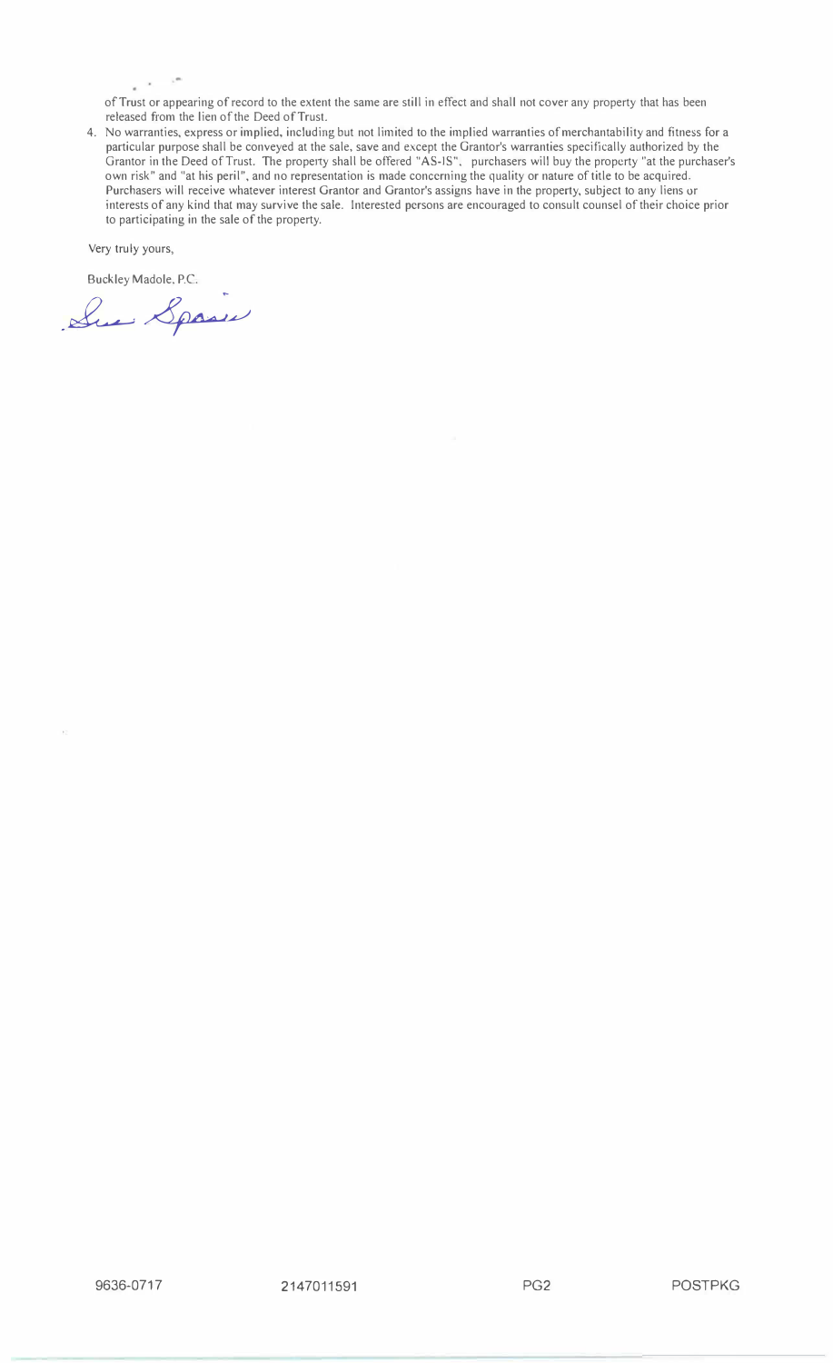of Trust or appearing of record to the extent the same are still in effect and shall not cover any property that has been released from the lien of the Deed of Trust.

4. No warranties, express or implied, including but not limited to the implied warranties of merchantability and fitness for a particular purpose shall be conveyed at the sale, save and except the Grantor's warranties specifically authorized by the Grantor in the Deed of Trust. The property shall be offered "AS-IS", purchasers will buy the property "at the purchaser's own risk" and "at his peril", and no representation is made concerning the quality or nature of title to be acquired. Purchasers will receive whatever interest Grantor and Grantor's assigns have in the property, subject to any liens or interests of any kind that may survive the sale. Interested persons are encouraged to consult counsel of their choice prior to participating in the sale of the property.

Very truly yours,

Buckley Madole, P.C.

Sue Spasic

9636-0717 2147011591 PG2 POSTPKG